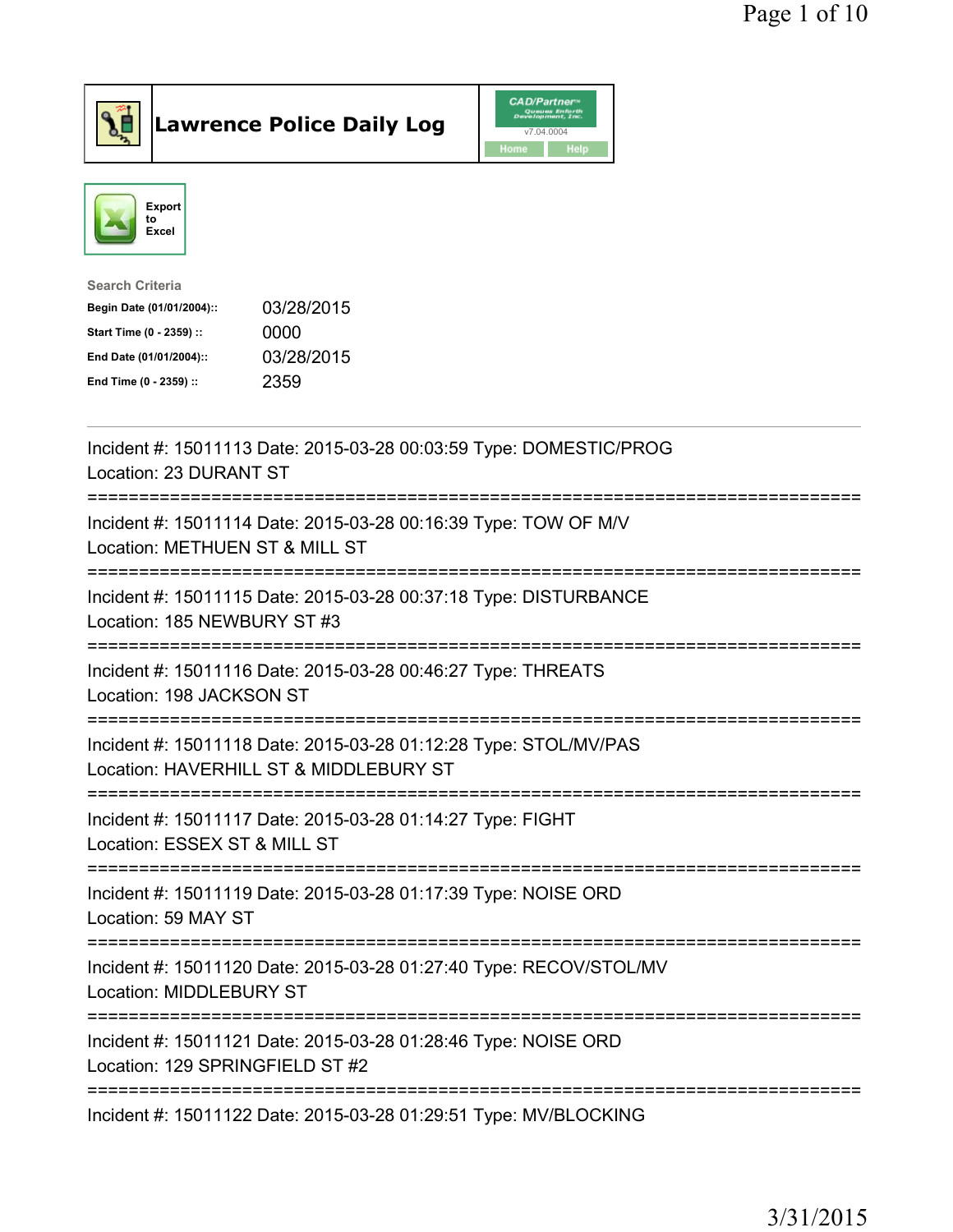# Lawrence Police Daily Log

CAD/Partner v7.04.0004

Home Help

Export to Excel

**Search Criteria**

| | |
|---|---|
| **Begin Date (01/01/2004)::** | 03/28/2015 |
| **Start Time (0 - 2359) ::** | 0000 |
| **End Date (01/01/2004)::** | 03/28/2015 |
| **End Time (0 - 2359) ::** | 2359 |

---

Incident #: 15011113 Date: 2015-03-28 00:03:59 Type: DOMESTIC/PROG
Location: 23 DURANT ST

===========================================================================

Incident #: 15011114 Date: 2015-03-28 00:16:39 Type: TOW OF M/V
Location: METHUEN ST & MILL ST

===========================================================================

Incident #: 15011115 Date: 2015-03-28 00:37:18 Type: DISTURBANCE
Location: 185 NEWBURY ST #3

===========================================================================

Incident #: 15011116 Date: 2015-03-28 00:46:27 Type: THREATS
Location: 198 JACKSON ST

===========================================================================

Incident #: 15011118 Date: 2015-03-28 01:12:28 Type: STOL/MV/PAS
Location: HAVERHILL ST & MIDDLEBURY ST

===========================================================================

Incident #: 15011117 Date: 2015-03-28 01:14:27 Type: FIGHT
Location: ESSEX ST & MILL ST

===========================================================================

Incident #: 15011119 Date: 2015-03-28 01:17:39 Type: NOISE ORD
Location: 59 MAY ST

===========================================================================

Incident #: 15011120 Date: 2015-03-28 01:27:40 Type: RECOV/STOL/MV
Location: MIDDLEBURY ST

===========================================================================

Incident #: 15011121 Date: 2015-03-28 01:28:46 Type: NOISE ORD
Location: 129 SPRINGFIELD ST #2

===========================================================================

Incident #: 15011122 Date: 2015-03-28 01:29:51 Type: MV/BLOCKING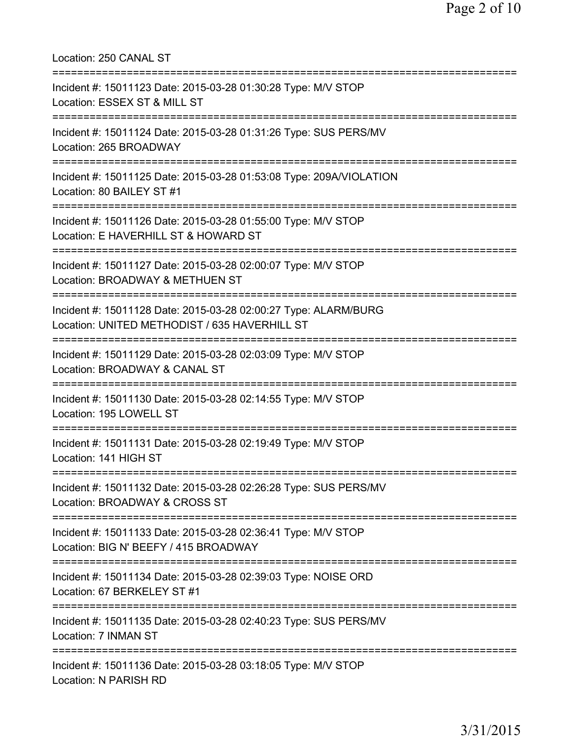Location: 250 CANAL ST

===========================================================================

Incident #: 15011123 Date: 2015-03-28 01:30:28 Type: M/V STOP
Location: ESSEX ST & MILL ST

===========================================================================

Incident #: 15011124 Date: 2015-03-28 01:31:26 Type: SUS PERS/MV
Location: 265 BROADWAY

===========================================================================

Incident #: 15011125 Date: 2015-03-28 01:53:08 Type: 209A/VIOLATION
Location: 80 BAILEY ST #1

===========================================================================

Incident #: 15011126 Date: 2015-03-28 01:55:00 Type: M/V STOP
Location: E HAVERHILL ST & HOWARD ST

===========================================================================

Incident #: 15011127 Date: 2015-03-28 02:00:07 Type: M/V STOP
Location: BROADWAY & METHUEN ST

===========================================================================

Incident #: 15011128 Date: 2015-03-28 02:00:27 Type: ALARM/BURG
Location: UNITED METHODIST / 635 HAVERHILL ST

===========================================================================

Incident #: 15011129 Date: 2015-03-28 02:03:09 Type: M/V STOP
Location: BROADWAY & CANAL ST

===========================================================================

Incident #: 15011130 Date: 2015-03-28 02:14:55 Type: M/V STOP
Location: 195 LOWELL ST

===========================================================================

Incident #: 15011131 Date: 2015-03-28 02:19:49 Type: M/V STOP
Location: 141 HIGH ST

===========================================================================

Incident #: 15011132 Date: 2015-03-28 02:26:28 Type: SUS PERS/MV
Location: BROADWAY & CROSS ST

===========================================================================

Incident #: 15011133 Date: 2015-03-28 02:36:41 Type: M/V STOP
Location: BIG N' BEEFY / 415 BROADWAY

===========================================================================

Incident #: 15011134 Date: 2015-03-28 02:39:03 Type: NOISE ORD
Location: 67 BERKELEY ST #1

===========================================================================

Incident #: 15011135 Date: 2015-03-28 02:40:23 Type: SUS PERS/MV
Location: 7 INMAN ST

===========================================================================

Incident #: 15011136 Date: 2015-03-28 03:18:05 Type: M/V STOP
Location: N PARISH RD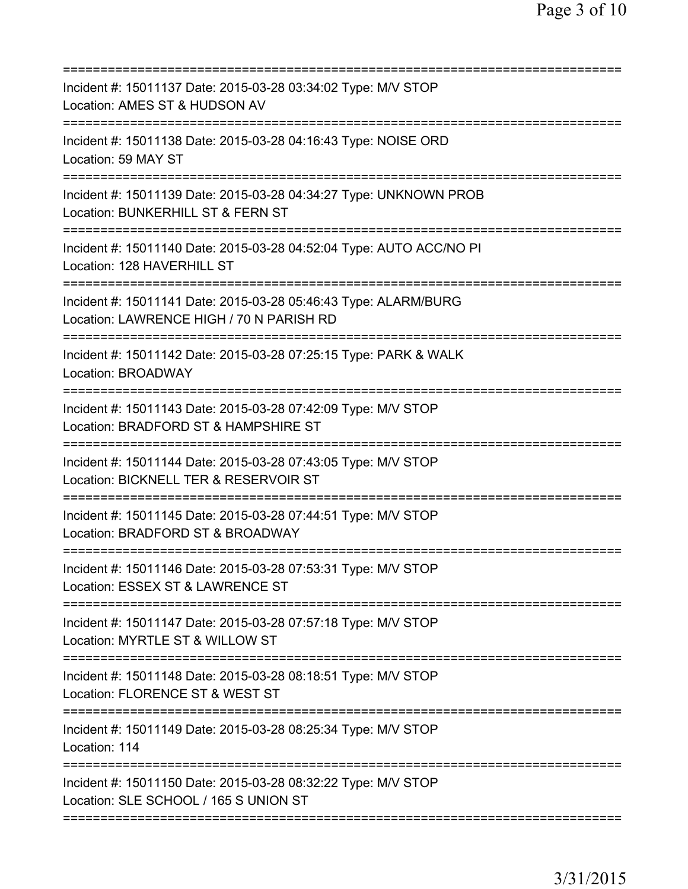===========================================================================
Incident #: 15011137 Date: 2015-03-28 03:34:02 Type: M/V STOP
Location: AMES ST & HUDSON AV
===========================================================================
Incident #: 15011138 Date: 2015-03-28 04:16:43 Type: NOISE ORD
Location: 59 MAY ST
===========================================================================
Incident #: 15011139 Date: 2015-03-28 04:34:27 Type: UNKNOWN PROB
Location: BUNKERHILL ST & FERN ST
===========================================================================
Incident #: 15011140 Date: 2015-03-28 04:52:04 Type: AUTO ACC/NO PI
Location: 128 HAVERHILL ST
===========================================================================
Incident #: 15011141 Date: 2015-03-28 05:46:43 Type: ALARM/BURG
Location: LAWRENCE HIGH / 70 N PARISH RD
===========================================================================
Incident #: 15011142 Date: 2015-03-28 07:25:15 Type: PARK & WALK
Location: BROADWAY
===========================================================================
Incident #: 15011143 Date: 2015-03-28 07:42:09 Type: M/V STOP
Location: BRADFORD ST & HAMPSHIRE ST
===========================================================================
Incident #: 15011144 Date: 2015-03-28 07:43:05 Type: M/V STOP
Location: BICKNELL TER & RESERVOIR ST
===========================================================================
Incident #: 15011145 Date: 2015-03-28 07:44:51 Type: M/V STOP
Location: BRADFORD ST & BROADWAY
===========================================================================
Incident #: 15011146 Date: 2015-03-28 07:53:31 Type: M/V STOP
Location: ESSEX ST & LAWRENCE ST
===========================================================================
Incident #: 15011147 Date: 2015-03-28 07:57:18 Type: M/V STOP
Location: MYRTLE ST & WILLOW ST
===========================================================================
Incident #: 15011148 Date: 2015-03-28 08:18:51 Type: M/V STOP
Location: FLORENCE ST & WEST ST
===========================================================================
Incident #: 15011149 Date: 2015-03-28 08:25:34 Type: M/V STOP
Location: 114
===========================================================================
Incident #: 15011150 Date: 2015-03-28 08:32:22 Type: M/V STOP
Location: SLE SCHOOL / 165 S UNION ST
===========================================================================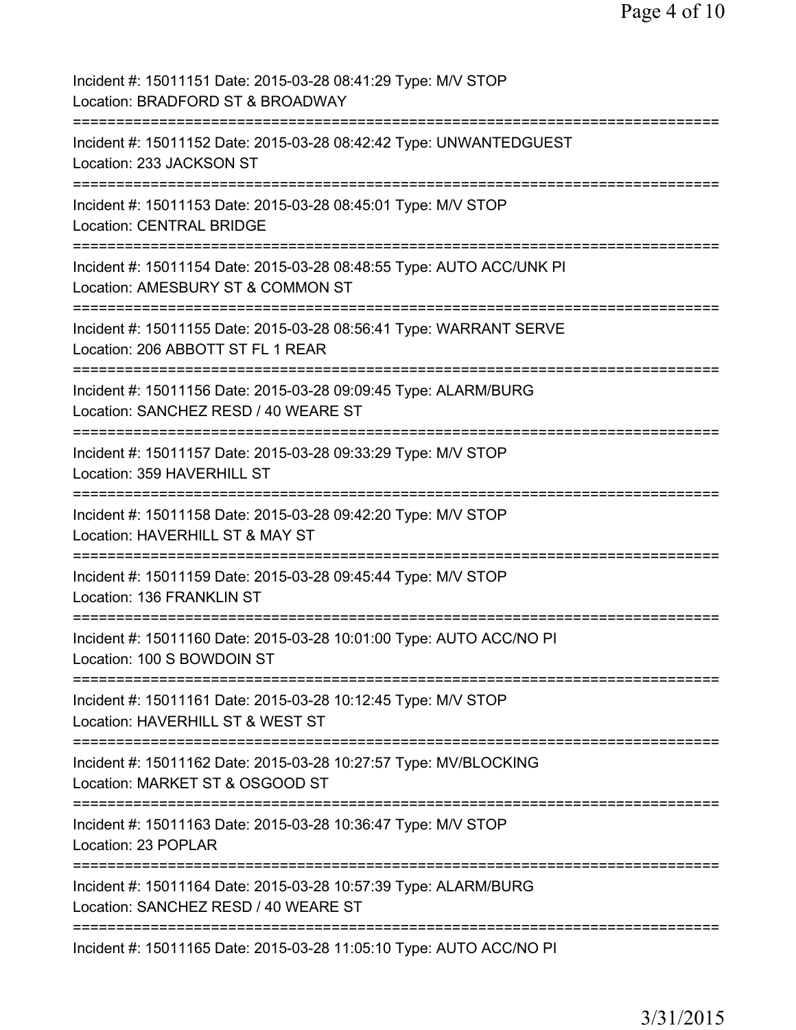Incident #: 15011151 Date: 2015-03-28 08:41:29 Type: M/V STOP
Location: BRADFORD ST & BROADWAY
===========================================================================
Incident #: 15011152 Date: 2015-03-28 08:42:42 Type: UNWANTEDGUEST
Location: 233 JACKSON ST
===========================================================================
Incident #: 15011153 Date: 2015-03-28 08:45:01 Type: M/V STOP
Location: CENTRAL BRIDGE
===========================================================================
Incident #: 15011154 Date: 2015-03-28 08:48:55 Type: AUTO ACC/UNK PI
Location: AMESBURY ST & COMMON ST
===========================================================================
Incident #: 15011155 Date: 2015-03-28 08:56:41 Type: WARRANT SERVE
Location: 206 ABBOTT ST FL 1 REAR
===========================================================================
Incident #: 15011156 Date: 2015-03-28 09:09:45 Type: ALARM/BURG
Location: SANCHEZ RESD / 40 WEARE ST
===========================================================================
Incident #: 15011157 Date: 2015-03-28 09:33:29 Type: M/V STOP
Location: 359 HAVERHILL ST
===========================================================================
Incident #: 15011158 Date: 2015-03-28 09:42:20 Type: M/V STOP
Location: HAVERHILL ST & MAY ST
===========================================================================
Incident #: 15011159 Date: 2015-03-28 09:45:44 Type: M/V STOP
Location: 136 FRANKLIN ST
===========================================================================
Incident #: 15011160 Date: 2015-03-28 10:01:00 Type: AUTO ACC/NO PI
Location: 100 S BOWDOIN ST
===========================================================================
Incident #: 15011161 Date: 2015-03-28 10:12:45 Type: M/V STOP
Location: HAVERHILL ST & WEST ST
===========================================================================
Incident #: 15011162 Date: 2015-03-28 10:27:57 Type: MV/BLOCKING
Location: MARKET ST & OSGOOD ST
===========================================================================
Incident #: 15011163 Date: 2015-03-28 10:36:47 Type: M/V STOP
Location: 23 POPLAR
===========================================================================
Incident #: 15011164 Date: 2015-03-28 10:57:39 Type: ALARM/BURG
Location: SANCHEZ RESD / 40 WEARE ST
===========================================================================
Incident #: 15011165 Date: 2015-03-28 11:05:10 Type: AUTO ACC/NO PI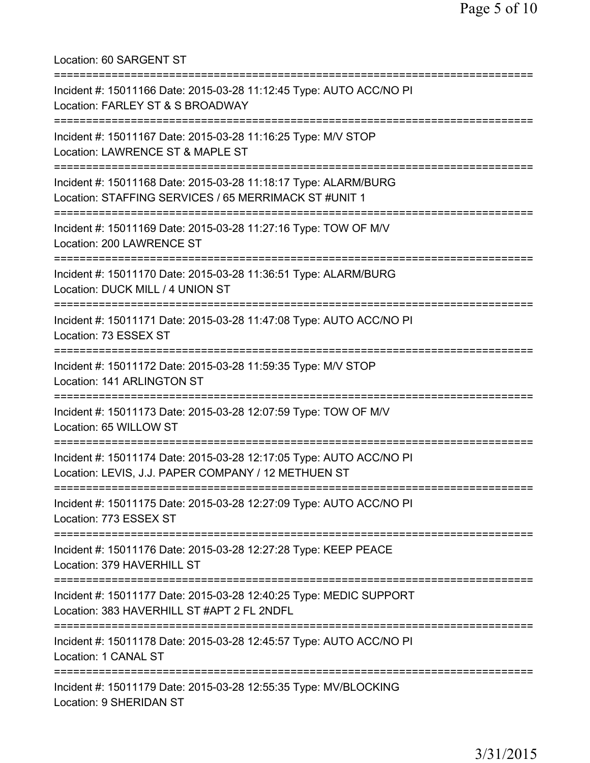Location: 60 SARGENT ST

===========================================================================

Incident #: 15011166 Date: 2015-03-28 11:12:45 Type: AUTO ACC/NO PI
Location: FARLEY ST & S BROADWAY

===========================================================================

Incident #: 15011167 Date: 2015-03-28 11:16:25 Type: M/V STOP
Location: LAWRENCE ST & MAPLE ST

===========================================================================

Incident #: 15011168 Date: 2015-03-28 11:18:17 Type: ALARM/BURG
Location: STAFFING SERVICES / 65 MERRIMACK ST #UNIT 1

===========================================================================

Incident #: 15011169 Date: 2015-03-28 11:27:16 Type: TOW OF M/V
Location: 200 LAWRENCE ST

===========================================================================

Incident #: 15011170 Date: 2015-03-28 11:36:51 Type: ALARM/BURG
Location: DUCK MILL / 4 UNION ST

===========================================================================

Incident #: 15011171 Date: 2015-03-28 11:47:08 Type: AUTO ACC/NO PI
Location: 73 ESSEX ST

===========================================================================

Incident #: 15011172 Date: 2015-03-28 11:59:35 Type: M/V STOP
Location: 141 ARLINGTON ST

===========================================================================

Incident #: 15011173 Date: 2015-03-28 12:07:59 Type: TOW OF M/V
Location: 65 WILLOW ST

===========================================================================

Incident #: 15011174 Date: 2015-03-28 12:17:05 Type: AUTO ACC/NO PI
Location: LEVIS, J.J. PAPER COMPANY / 12 METHUEN ST

===========================================================================

Incident #: 15011175 Date: 2015-03-28 12:27:09 Type: AUTO ACC/NO PI
Location: 773 ESSEX ST

===========================================================================

Incident #: 15011176 Date: 2015-03-28 12:27:28 Type: KEEP PEACE
Location: 379 HAVERHILL ST

===========================================================================

Incident #: 15011177 Date: 2015-03-28 12:40:25 Type: MEDIC SUPPORT
Location: 383 HAVERHILL ST #APT 2 FL 2NDFL

===========================================================================

Incident #: 15011178 Date: 2015-03-28 12:45:57 Type: AUTO ACC/NO PI
Location: 1 CANAL ST

===========================================================================

Incident #: 15011179 Date: 2015-03-28 12:55:35 Type: MV/BLOCKING
Location: 9 SHERIDAN ST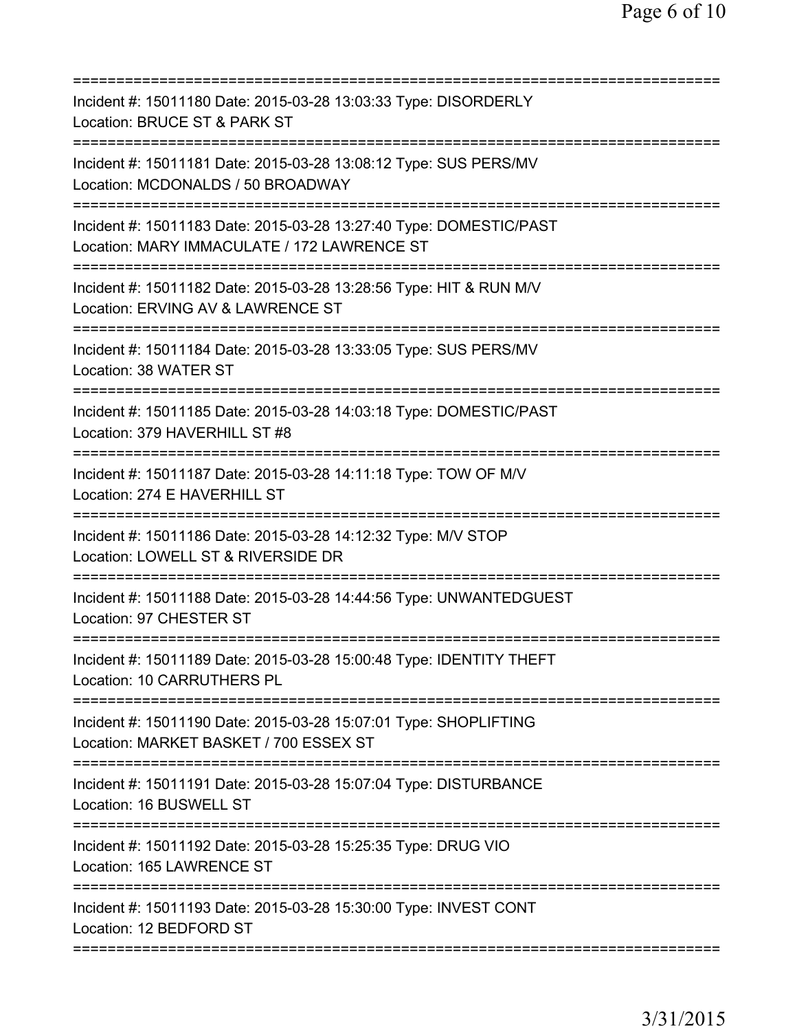===========================================================================

Incident #: 15011180 Date: 2015-03-28 13:03:33 Type: DISORDERLY
Location: BRUCE ST & PARK ST

===========================================================================

Incident #: 15011181 Date: 2015-03-28 13:08:12 Type: SUS PERS/MV
Location: MCDONALDS / 50 BROADWAY

===========================================================================

Incident #: 15011183 Date: 2015-03-28 13:27:40 Type: DOMESTIC/PAST
Location: MARY IMMACULATE / 172 LAWRENCE ST

===========================================================================

Incident #: 15011182 Date: 2015-03-28 13:28:56 Type: HIT & RUN M/V
Location: ERVING AV & LAWRENCE ST

===========================================================================

Incident #: 15011184 Date: 2015-03-28 13:33:05 Type: SUS PERS/MV
Location: 38 WATER ST

===========================================================================

Incident #: 15011185 Date: 2015-03-28 14:03:18 Type: DOMESTIC/PAST
Location: 379 HAVERHILL ST #8

===========================================================================

Incident #: 15011187 Date: 2015-03-28 14:11:18 Type: TOW OF M/V
Location: 274 E HAVERHILL ST

===========================================================================

Incident #: 15011186 Date: 2015-03-28 14:12:32 Type: M/V STOP
Location: LOWELL ST & RIVERSIDE DR

===========================================================================

Incident #: 15011188 Date: 2015-03-28 14:44:56 Type: UNWANTEDGUEST
Location: 97 CHESTER ST

===========================================================================

Incident #: 15011189 Date: 2015-03-28 15:00:48 Type: IDENTITY THEFT
Location: 10 CARRUTHERS PL

===========================================================================

Incident #: 15011190 Date: 2015-03-28 15:07:01 Type: SHOPLIFTING
Location: MARKET BASKET / 700 ESSEX ST

===========================================================================

Incident #: 15011191 Date: 2015-03-28 15:07:04 Type: DISTURBANCE
Location: 16 BUSWELL ST

===========================================================================

Incident #: 15011192 Date: 2015-03-28 15:25:35 Type: DRUG VIO
Location: 165 LAWRENCE ST

===========================================================================

Incident #: 15011193 Date: 2015-03-28 15:30:00 Type: INVEST CONT
Location: 12 BEDFORD ST

===========================================================================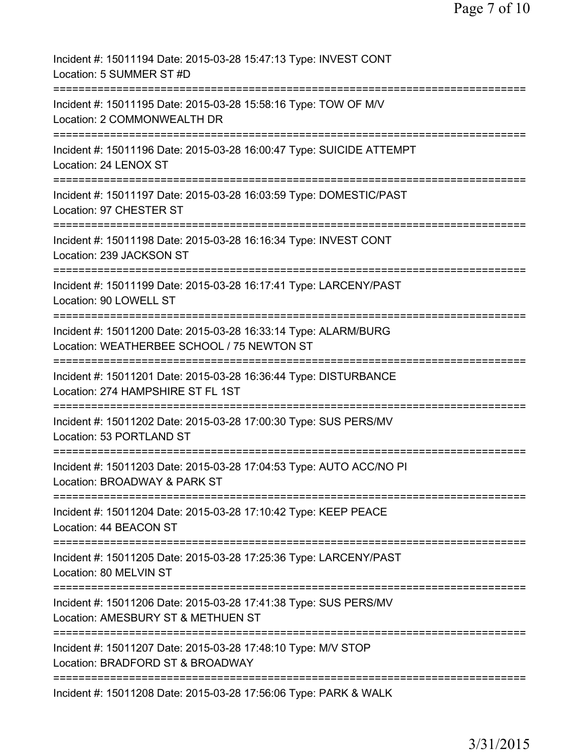Incident #: 15011194 Date: 2015-03-28 15:47:13 Type: INVEST CONT
Location: 5 SUMMER ST #D

===========================================================================

Incident #: 15011195 Date: 2015-03-28 15:58:16 Type: TOW OF M/V
Location: 2 COMMONWEALTH DR

===========================================================================

Incident #: 15011196 Date: 2015-03-28 16:00:47 Type: SUICIDE ATTEMPT
Location: 24 LENOX ST

===========================================================================

Incident #: 15011197 Date: 2015-03-28 16:03:59 Type: DOMESTIC/PAST
Location: 97 CHESTER ST

===========================================================================

Incident #: 15011198 Date: 2015-03-28 16:16:34 Type: INVEST CONT
Location: 239 JACKSON ST

===========================================================================

Incident #: 15011199 Date: 2015-03-28 16:17:41 Type: LARCENY/PAST
Location: 90 LOWELL ST

===========================================================================

Incident #: 15011200 Date: 2015-03-28 16:33:14 Type: ALARM/BURG
Location: WEATHERBEE SCHOOL / 75 NEWTON ST

===========================================================================

Incident #: 15011201 Date: 2015-03-28 16:36:44 Type: DISTURBANCE
Location: 274 HAMPSHIRE ST FL 1ST

===========================================================================

Incident #: 15011202 Date: 2015-03-28 17:00:30 Type: SUS PERS/MV
Location: 53 PORTLAND ST

===========================================================================

Incident #: 15011203 Date: 2015-03-28 17:04:53 Type: AUTO ACC/NO PI
Location: BROADWAY & PARK ST

===========================================================================

Incident #: 15011204 Date: 2015-03-28 17:10:42 Type: KEEP PEACE
Location: 44 BEACON ST

===========================================================================

Incident #: 15011205 Date: 2015-03-28 17:25:36 Type: LARCENY/PAST
Location: 80 MELVIN ST

===========================================================================

Incident #: 15011206 Date: 2015-03-28 17:41:38 Type: SUS PERS/MV
Location: AMESBURY ST & METHUEN ST

===========================================================================

Incident #: 15011207 Date: 2015-03-28 17:48:10 Type: M/V STOP
Location: BRADFORD ST & BROADWAY

===========================================================================

Incident #: 15011208 Date: 2015-03-28 17:56:06 Type: PARK & WALK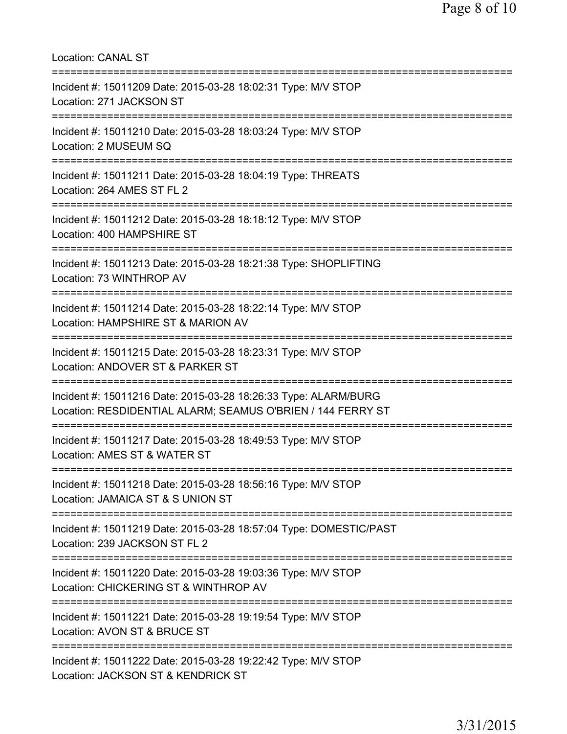Location: CANAL ST

===========================================================================

Incident #: 15011209 Date: 2015-03-28 18:02:31 Type: M/V STOP
Location: 271 JACKSON ST

===========================================================================

Incident #: 15011210 Date: 2015-03-28 18:03:24 Type: M/V STOP
Location: 2 MUSEUM SQ

===========================================================================

Incident #: 15011211 Date: 2015-03-28 18:04:19 Type: THREATS
Location: 264 AMES ST FL 2

===========================================================================

Incident #: 15011212 Date: 2015-03-28 18:18:12 Type: M/V STOP
Location: 400 HAMPSHIRE ST

===========================================================================

Incident #: 15011213 Date: 2015-03-28 18:21:38 Type: SHOPLIFTING
Location: 73 WINTHROP AV

===========================================================================

Incident #: 15011214 Date: 2015-03-28 18:22:14 Type: M/V STOP
Location: HAMPSHIRE ST & MARION AV

===========================================================================

Incident #: 15011215 Date: 2015-03-28 18:23:31 Type: M/V STOP
Location: ANDOVER ST & PARKER ST

===========================================================================

Incident #: 15011216 Date: 2015-03-28 18:26:33 Type: ALARM/BURG
Location: RESDIDENTIAL ALARM; SEAMUS O'BRIEN / 144 FERRY ST

===========================================================================

Incident #: 15011217 Date: 2015-03-28 18:49:53 Type: M/V STOP
Location: AMES ST & WATER ST

===========================================================================

Incident #: 15011218 Date: 2015-03-28 18:56:16 Type: M/V STOP
Location: JAMAICA ST & S UNION ST

===========================================================================

Incident #: 15011219 Date: 2015-03-28 18:57:04 Type: DOMESTIC/PAST
Location: 239 JACKSON ST FL 2

===========================================================================

Incident #: 15011220 Date: 2015-03-28 19:03:36 Type: M/V STOP
Location: CHICKERING ST & WINTHROP AV

===========================================================================

Incident #: 15011221 Date: 2015-03-28 19:19:54 Type: M/V STOP
Location: AVON ST & BRUCE ST

===========================================================================

Incident #: 15011222 Date: 2015-03-28 19:22:42 Type: M/V STOP
Location: JACKSON ST & KENDRICK ST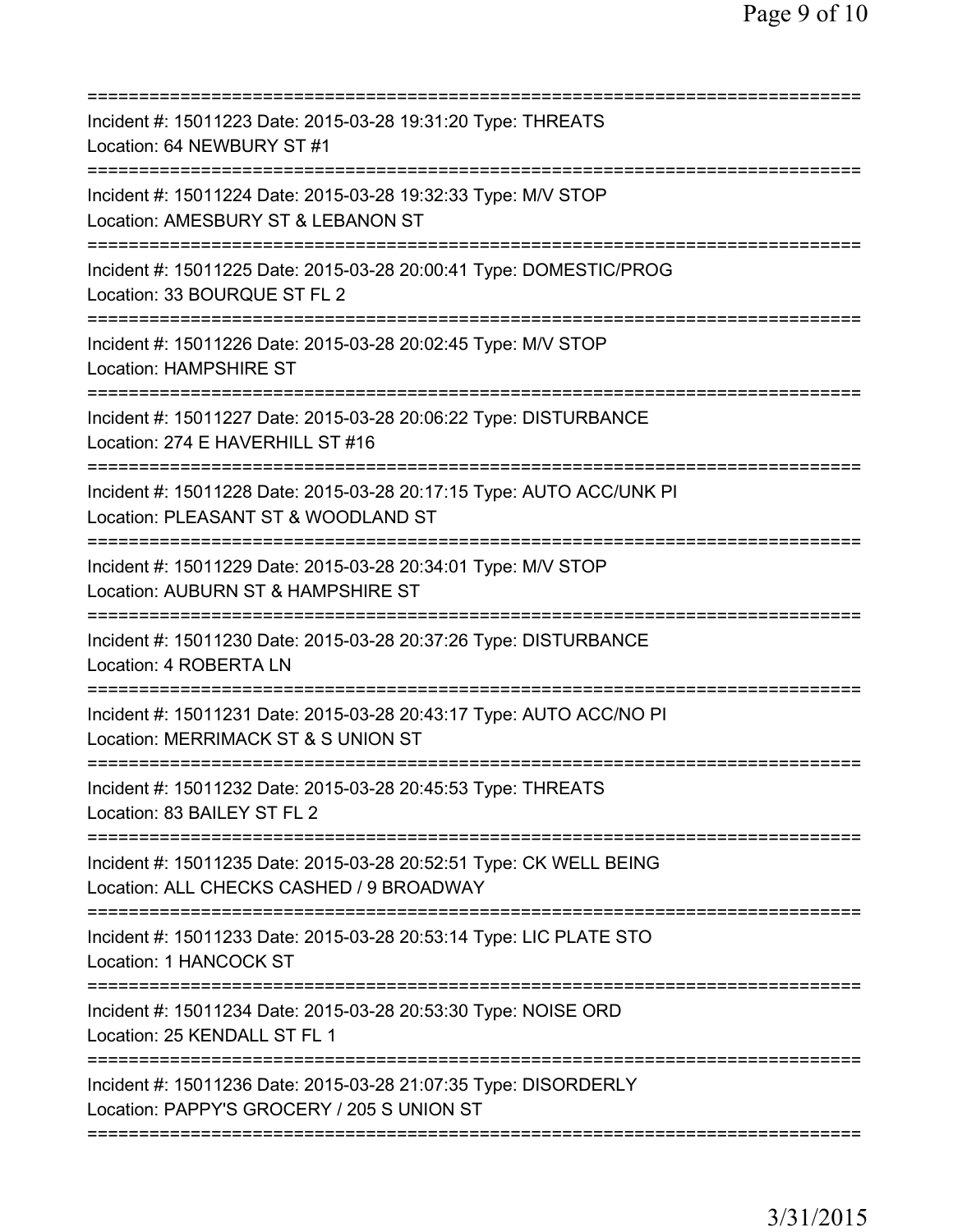Incident #: 15011223 Date: 2015-03-28 19:31:20 Type: THREATS
Location: 64 NEWBURY ST #1

---

Incident #: 15011224 Date: 2015-03-28 19:32:33 Type: M/V STOP
Location: AMESBURY ST & LEBANON ST

---

Incident #: 15011225 Date: 2015-03-28 20:00:41 Type: DOMESTIC/PROG
Location: 33 BOURQUE ST FL 2

---

Incident #: 15011226 Date: 2015-03-28 20:02:45 Type: M/V STOP
Location: HAMPSHIRE ST

---

Incident #: 15011227 Date: 2015-03-28 20:06:22 Type: DISTURBANCE
Location: 274 E HAVERHILL ST #16

---

Incident #: 15011228 Date: 2015-03-28 20:17:15 Type: AUTO ACC/UNK PI
Location: PLEASANT ST & WOODLAND ST

---

Incident #: 15011229 Date: 2015-03-28 20:34:01 Type: M/V STOP
Location: AUBURN ST & HAMPSHIRE ST

---

Incident #: 15011230 Date: 2015-03-28 20:37:26 Type: DISTURBANCE
Location: 4 ROBERTA LN

---

Incident #: 15011231 Date: 2015-03-28 20:43:17 Type: AUTO ACC/NO PI
Location: MERRIMACK ST & S UNION ST

---

Incident #: 15011232 Date: 2015-03-28 20:45:53 Type: THREATS
Location: 83 BAILEY ST FL 2

---

Incident #: 15011235 Date: 2015-03-28 20:52:51 Type: CK WELL BEING
Location: ALL CHECKS CASHED / 9 BROADWAY

---

Incident #: 15011233 Date: 2015-03-28 20:53:14 Type: LIC PLATE STO
Location: 1 HANCOCK ST

---

Incident #: 15011234 Date: 2015-03-28 20:53:30 Type: NOISE ORD
Location: 25 KENDALL ST FL 1

---

Incident #: 15011236 Date: 2015-03-28 21:07:35 Type: DISORDERLY
Location: PAPPY'S GROCERY / 205 S UNION ST

---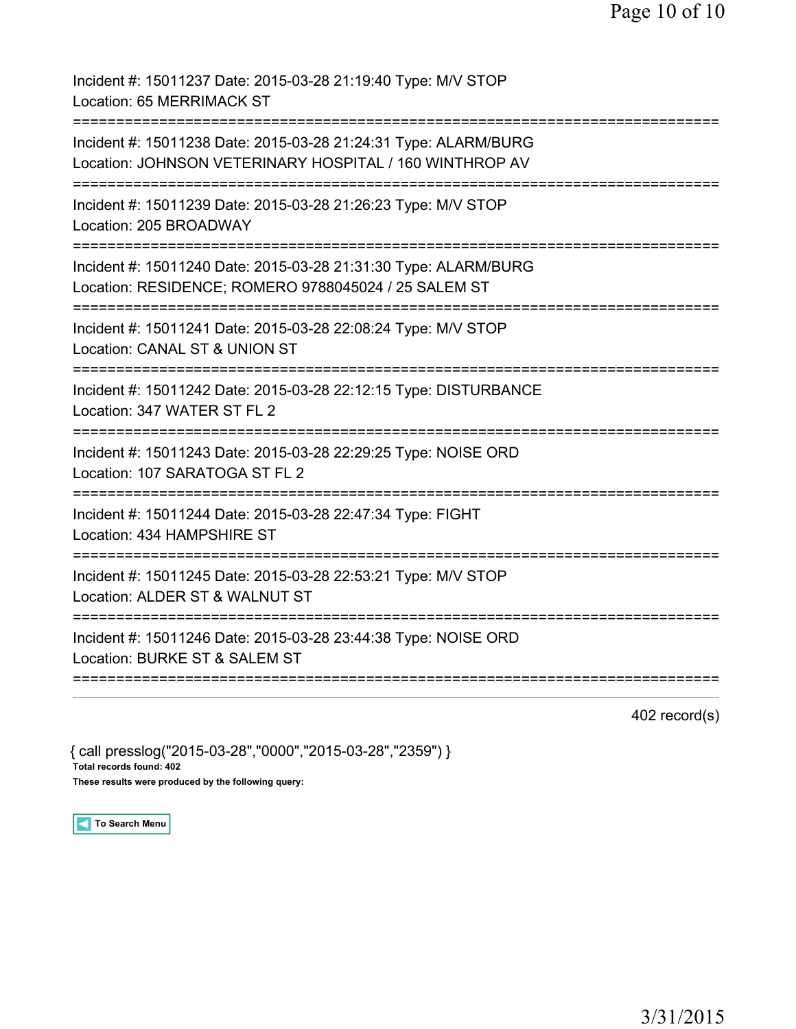Incident #: 15011237 Date: 2015-03-28 21:19:40 Type: M/V STOP
Location: 65 MERRIMACK ST

===========================================================================

Incident #: 15011238 Date: 2015-03-28 21:24:31 Type: ALARM/BURG
Location: JOHNSON VETERINARY HOSPITAL / 160 WINTHROP AV

===========================================================================

Incident #: 15011239 Date: 2015-03-28 21:26:23 Type: M/V STOP
Location: 205 BROADWAY

===========================================================================

Incident #: 15011240 Date: 2015-03-28 21:31:30 Type: ALARM/BURG
Location: RESIDENCE; ROMERO 9788045024 / 25 SALEM ST

===========================================================================

Incident #: 15011241 Date: 2015-03-28 22:08:24 Type: M/V STOP
Location: CANAL ST & UNION ST

===========================================================================

Incident #: 15011242 Date: 2015-03-28 22:12:15 Type: DISTURBANCE
Location: 347 WATER ST FL 2

===========================================================================

Incident #: 15011243 Date: 2015-03-28 22:29:25 Type: NOISE ORD
Location: 107 SARATOGA ST FL 2

===========================================================================

Incident #: 15011244 Date: 2015-03-28 22:47:34 Type: FIGHT
Location: 434 HAMPSHIRE ST

===========================================================================

Incident #: 15011245 Date: 2015-03-28 22:53:21 Type: M/V STOP
Location: ALDER ST & WALNUT ST

===========================================================================

Incident #: 15011246 Date: 2015-03-28 23:44:38 Type: NOISE ORD
Location: BURKE ST & SALEM ST

===========================================================================

402 record(s)

{ call presslog("2015-03-28","0000","2015-03-28","2359") }

**Total records found: 402**

**These results were produced by the following query:**

To Search Menu